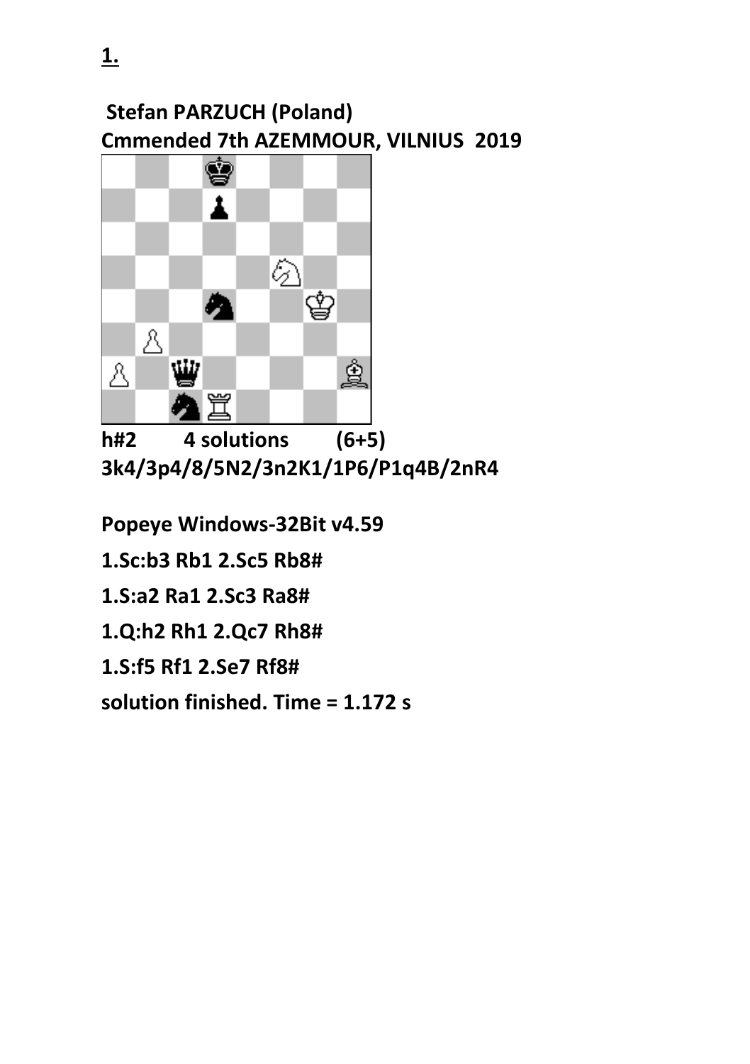**1.**

**Stefan PARZUCH (Poland)**
**Cmmended 7th AZEMMOUR, VILNIUS 2019**

**h#2 4 solutions (6+5)**
**3k4/3p4/8/5N2/3n2K1/1P6/P1q4B/2nR4**

**Popeye Windows-32Bit v4.59**

**1.Sc:b3 Rb1 2.Sc5 Rb8#**

**1.S:a2 Ra1 2.Sc3 Ra8#**

**1.Q:h2 Rh1 2.Qc7 Rh8#**

**1.S:f5 Rf1 2.Se7 Rf8#**

**solution finished. Time = 1.172 s**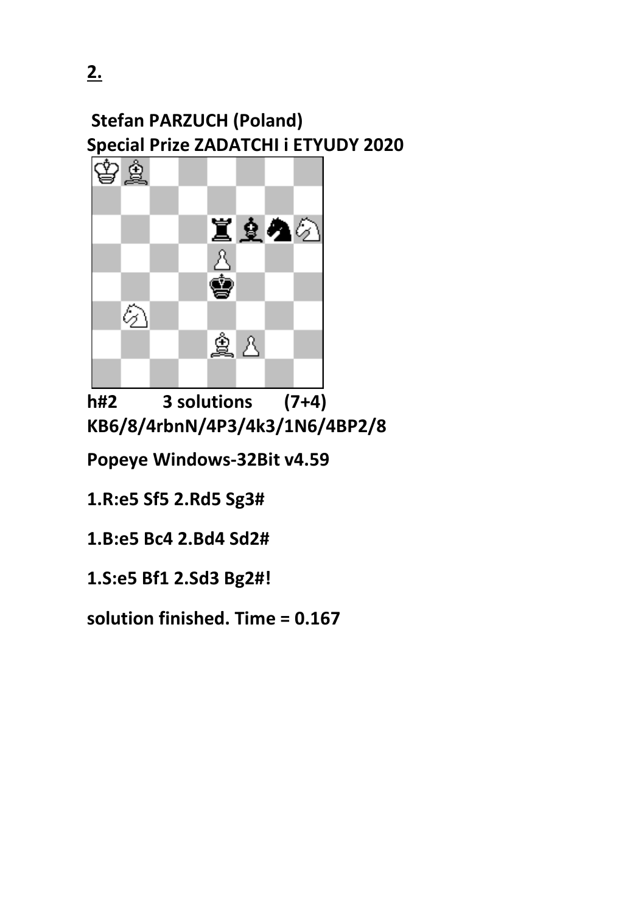**2.**

**Stefan PARZUCH (Poland)**
**Special Prize ZADATCHI i ETYUDY 2020**

**h#2 3 solutions (7+4)**
**KB6/8/4rbnN/4P3/4k3/1N6/4BP2/8**

**Popeye Windows-32Bit v4.59**

**1.R:e5 Sf5 2.Rd5 Sg3#**

**1.B:e5 Bc4 2.Bd4 Sd2#**

**1.S:e5 Bf1 2.Sd3 Bg2#!**

**solution finished. Time = 0.167**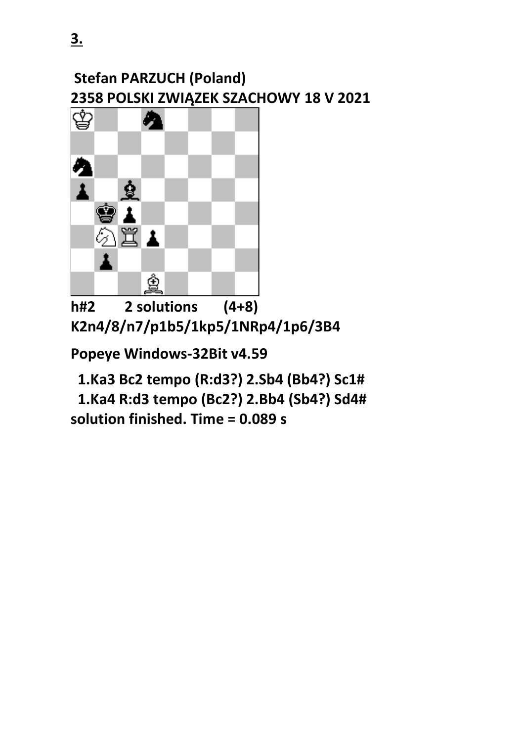**3.**

**Stefan PARZUCH (Poland)**
**2358 POLSKI ZWIĄZEK SZACHOWY 18 V 2021**

**h#2 2 solutions (4+8)**
**K2n4/8/n7/p1b5/1kp5/1NRp4/1p6/3B4**

**Popeye Windows-32Bit v4.59**

**1.Ka3 Bc2 tempo (R:d3?) 2.Sb4 (Bb4?) Sc1#**
**1.Ka4 R:d3 tempo (Bc2?) 2.Bb4 (Sb4?) Sd4#**
**solution finished. Time = 0.089 s**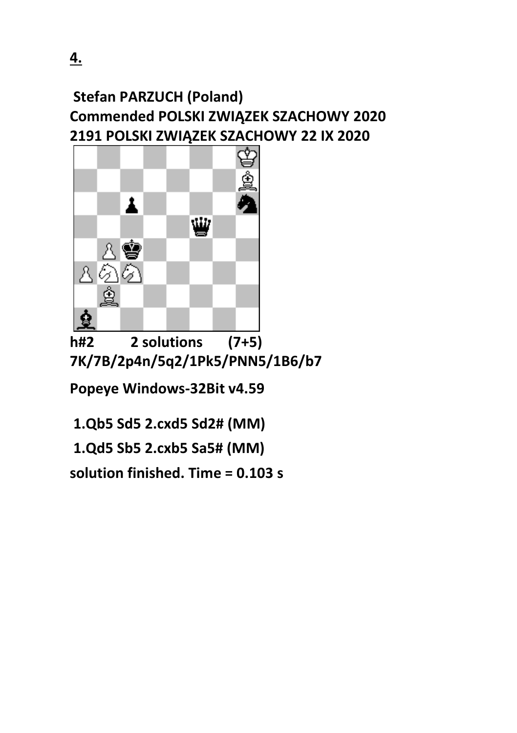**4.**

**Stefan PARZUCH (Poland)**
**Commended POLSKI ZWIĄZEK SZACHOWY 2020**
**2191 POLSKI ZWIĄZEK SZACHOWY 22 IX 2020**

**h#2 2 solutions (7+5)**
**7K/7B/2p4n/5q2/1Pk5/PNN5/1B6/b7**

**Popeye Windows-32Bit v4.59**

**1.Qb5 Sd5 2.cxd5 Sd2# (MM)**

**1.Qd5 Sb5 2.cxb5 Sa5# (MM)**

**solution finished. Time = 0.103 s**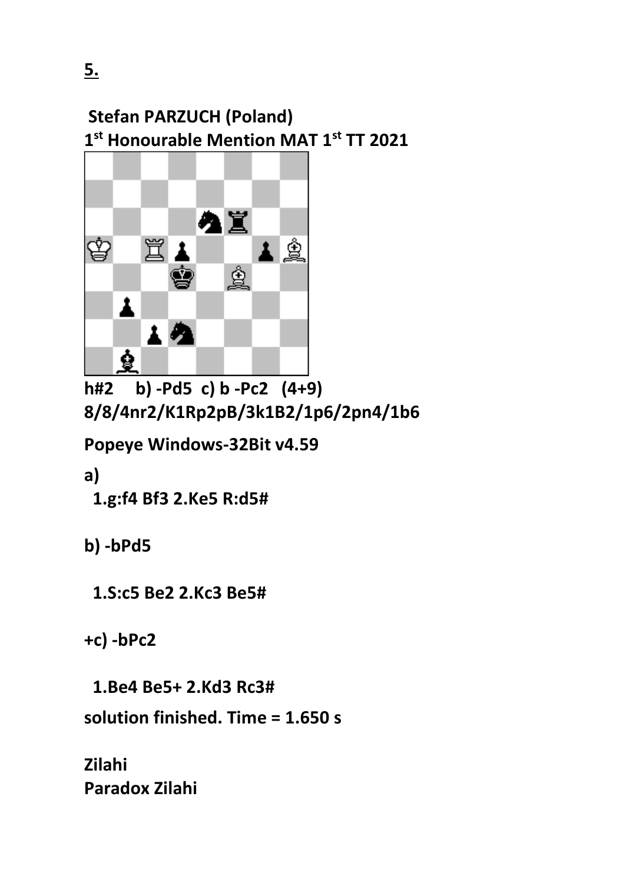**5.**

**Stefan PARZUCH (Poland)**
**1st Honourable Mention MAT 1st TT 2021**

**h#2 b) -Pd5 c) b -Pc2 (4+9)**
**8/8/4nr2/K1Rp2pB/3k1B2/1p6/2pn4/1b6**

**Popeye Windows-32Bit v4.59**

**a)**

**1.g:f4 Bf3 2.Ke5 R:d5#**

**b) -bPd5**

**1.S:c5 Be2 2.Kc3 Be5#**

**+c) -bPc2**

**1.Be4 Be5+ 2.Kd3 Rc3#**

**solution finished. Time = 1.650 s**

**Zilahi**
**Paradox Zilahi**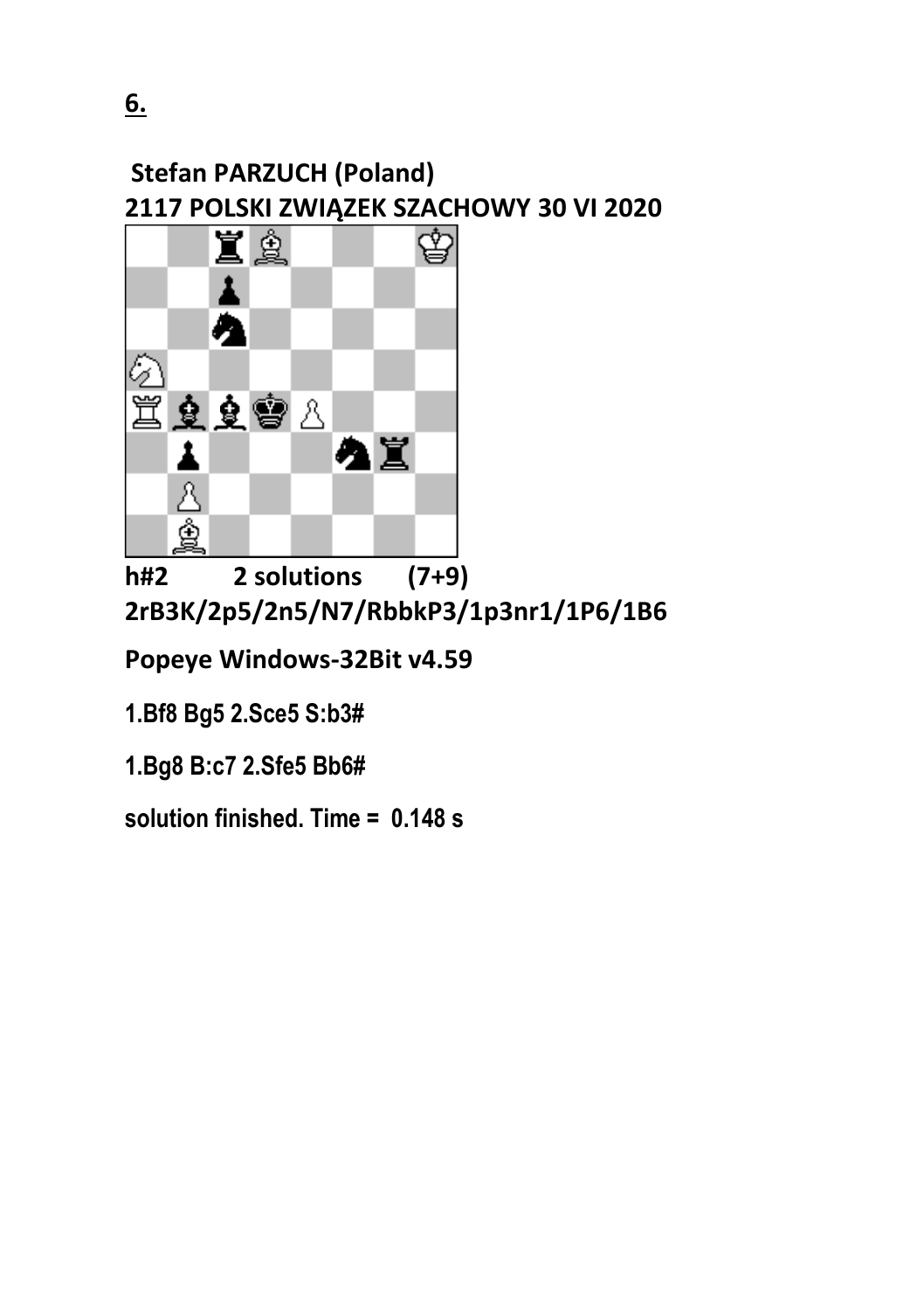**6.**

**Stefan PARZUCH (Poland)**
**2117 POLSKI ZWIĄZEK SZACHOWY 30 VI 2020**

**h#2 2 solutions (7+9)**
**2rB3K/2p5/2n5/N7/RbbkP3/1p3nr1/1P6/1B6**

**Popeye Windows-32Bit v4.59**

**1.Bf8 Bg5 2.Sce5 S:b3#**

**1.Bg8 B:c7 2.Sfe5 Bb6#**

**solution finished. Time = 0.148 s**